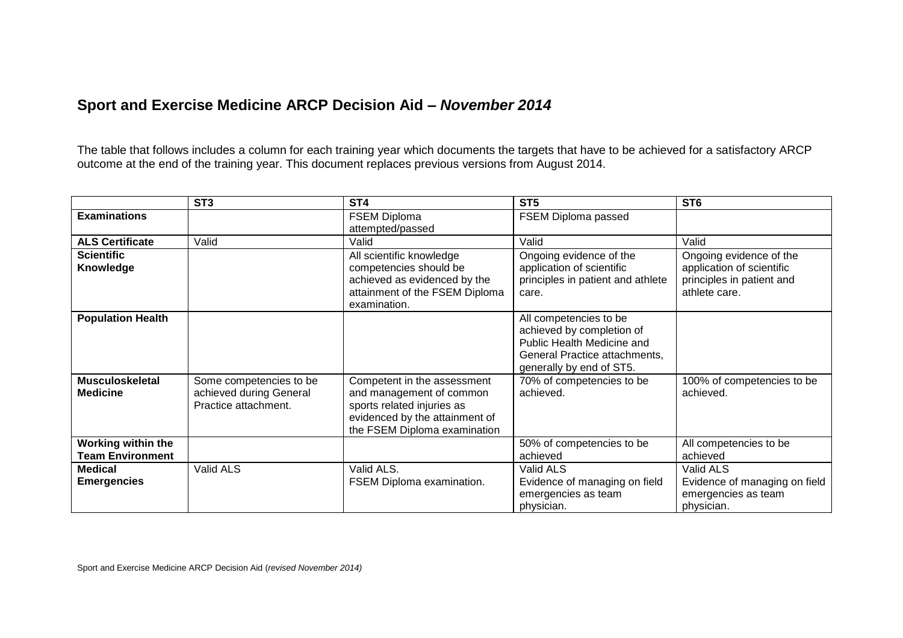## Sport and Exercise Medicine ARCP Decision Aid – *November 2014*

The table that follows includes a column for each training year which documents the targets that have to be achieved for a satisfactory ARCP outcome at the end of the training year. This document replaces previous versions from August 2014.

| | ST3 | ST4 | ST5 | ST6 |
|---|---|---|---|---|
| **Examinations** | | FSEM Diploma attempted/passed | FSEM Diploma passed | |
| **ALS Certificate** | Valid | Valid | Valid | Valid |
| **Scientific Knowledge** | | All scientific knowledge competencies should be achieved as evidenced by the attainment of the FSEM Diploma examination. | Ongoing evidence of the application of scientific principles in patient and athlete care. | Ongoing evidence of the application of scientific principles in patient and athlete care. |
| **Population Health** | | | All competencies to be achieved by completion of Public Health Medicine and General Practice attachments, generally by end of ST5. | |
| **Musculoskeletal Medicine** | Some competencies to be achieved during General Practice attachment. | Competent in the assessment and management of common sports related injuries as evidenced by the attainment of the FSEM Diploma examination | 70% of competencies to be achieved. | 100% of competencies to be achieved. |
| **Working within the Team Environment** | | | 50% of competencies to be achieved | All competencies to be achieved |
| **Medical Emergencies** | Valid ALS | Valid ALS.<br>FSEM Diploma examination. | Valid ALS<br>Evidence of managing on field emergencies as team physician. | Valid ALS<br>Evidence of managing on field emergencies as team physician. |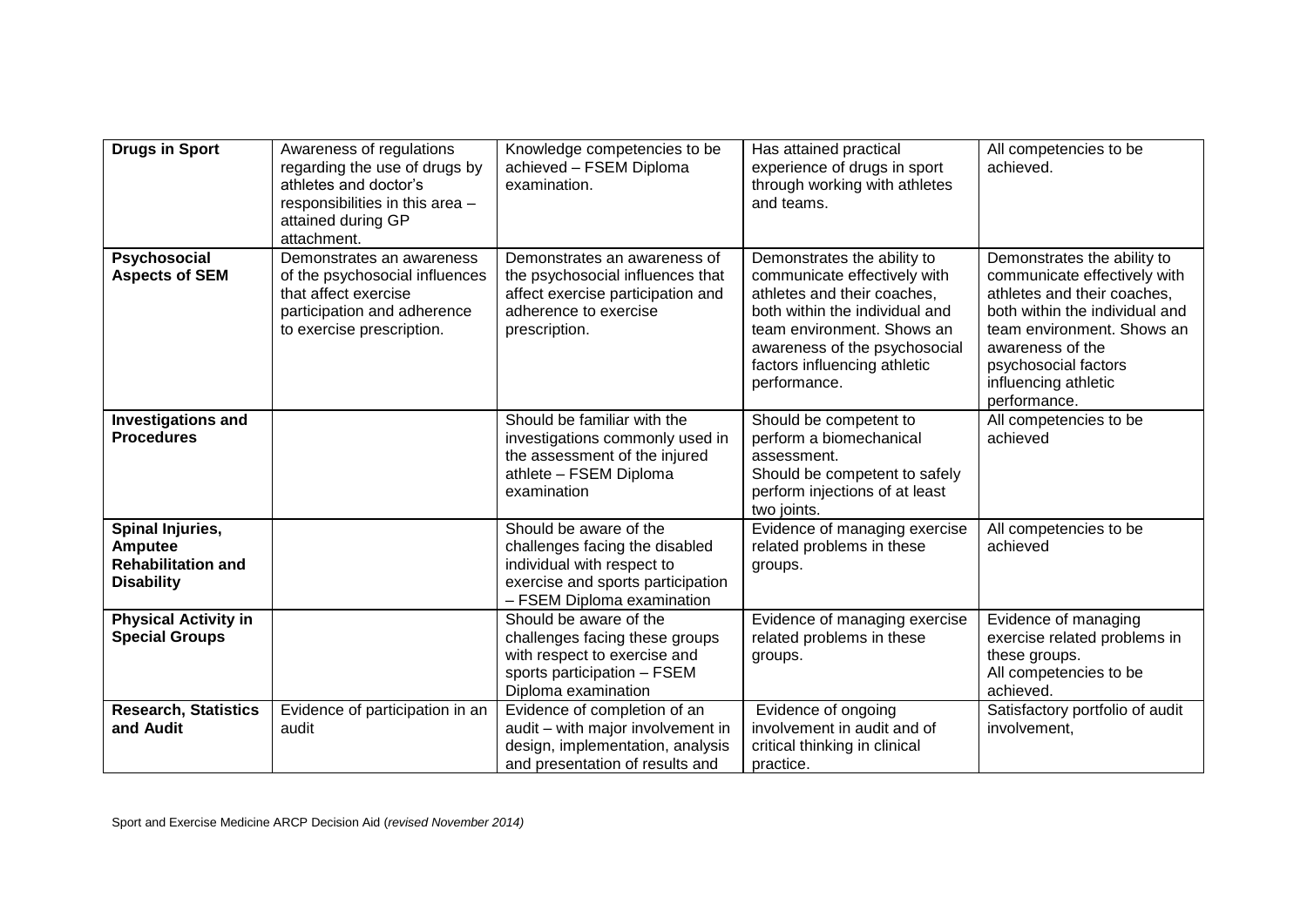| **Drugs in Sport** | Awareness of regulations regarding the use of drugs by athletes and doctor's responsibilities in this area – attained during GP attachment. | Knowledge competencies to be achieved – FSEM Diploma examination. | Has attained practical experience of drugs in sport through working with athletes and teams. | All competencies to be achieved. |
|---|---|---|---|---|
| **Psychosocial Aspects of SEM** | Demonstrates an awareness of the psychosocial influences that affect exercise participation and adherence to exercise prescription. | Demonstrates an awareness of the psychosocial influences that affect exercise participation and adherence to exercise prescription. | Demonstrates the ability to communicate effectively with athletes and their coaches, both within the individual and team environment. Shows an awareness of the psychosocial factors influencing athletic performance. | Demonstrates the ability to communicate effectively with athletes and their coaches, both within the individual and team environment. Shows an awareness of the psychosocial factors influencing athletic performance. |
| **Investigations and Procedures** | | Should be familiar with the investigations commonly used in the assessment of the injured athlete – FSEM Diploma examination | Should be competent to perform a biomechanical assessment. Should be competent to safely perform injections of at least two joints. | All competencies to be achieved |
| **Spinal Injuries, Amputee Rehabilitation and Disability** | | Should be aware of the challenges facing the disabled individual with respect to exercise and sports participation – FSEM Diploma examination | Evidence of managing exercise related problems in these groups. | All competencies to be achieved |
| **Physical Activity in Special Groups** | | Should be aware of the challenges facing these groups with respect to exercise and sports participation – FSEM Diploma examination | Evidence of managing exercise related problems in these groups. | Evidence of managing exercise related problems in these groups. All competencies to be achieved. |
| **Research, Statistics and Audit** | Evidence of participation in an audit | Evidence of completion of an audit – with major involvement in design, implementation, analysis and presentation of results and | Evidence of ongoing involvement in audit and of critical thinking in clinical practice. | Satisfactory portfolio of audit involvement, |

Sport and Exercise Medicine ARCP Decision Aid (*revised November 2014)*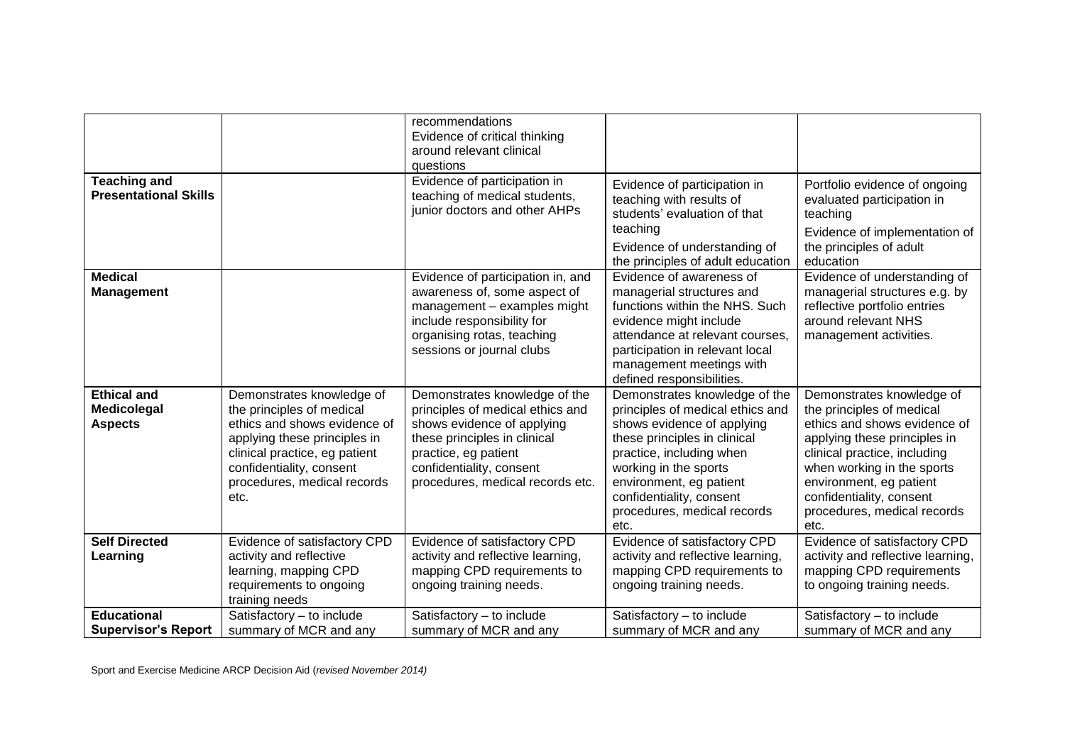| | | | | |
|---|---|---|---|---|
| | | recommendations<br>Evidence of critical thinking around relevant clinical questions | | |
| **Teaching and Presentational Skills** | | Evidence of participation in teaching of medical students, junior doctors and other AHPs | Evidence of participation in teaching with results of students' evaluation of that teaching<br>Evidence of understanding of the principles of adult education | Portfolio evidence of ongoing evaluated participation in teaching<br>Evidence of implementation of the principles of adult education |
| **Medical Management** | | Evidence of participation in, and awareness of, some aspect of management – examples might include responsibility for organising rotas, teaching sessions or journal clubs | Evidence of awareness of managerial structures and functions within the NHS. Such evidence might include attendance at relevant courses, participation in relevant local management meetings with defined responsibilities. | Evidence of understanding of managerial structures e.g. by reflective portfolio entries around relevant NHS management activities. |
| **Ethical and Medicolegal Aspects** | Demonstrates knowledge of the principles of medical ethics and shows evidence of applying these principles in clinical practice, eg patient confidentiality, consent procedures, medical records etc. | Demonstrates knowledge of the principles of medical ethics and shows evidence of applying these principles in clinical practice, eg patient confidentiality, consent procedures, medical records etc. | Demonstrates knowledge of the principles of medical ethics and shows evidence of applying these principles in clinical practice, including when working in the sports environment, eg patient confidentiality, consent procedures, medical records etc. | Demonstrates knowledge of the principles of medical ethics and shows evidence of applying these principles in clinical practice, including when working in the sports environment, eg patient confidentiality, consent procedures, medical records etc. |
| **Self Directed Learning** | Evidence of satisfactory CPD activity and reflective learning, mapping CPD requirements to ongoing training needs | Evidence of satisfactory CPD activity and reflective learning, mapping CPD requirements to ongoing training needs. | Evidence of satisfactory CPD activity and reflective learning, mapping CPD requirements to ongoing training needs. | Evidence of satisfactory CPD activity and reflective learning, mapping CPD requirements to ongoing training needs. |
| **Educational Supervisor's Report** | Satisfactory – to include summary of MCR and any | Satisfactory – to include summary of MCR and any | Satisfactory – to include summary of MCR and any | Satisfactory – to include summary of MCR and any |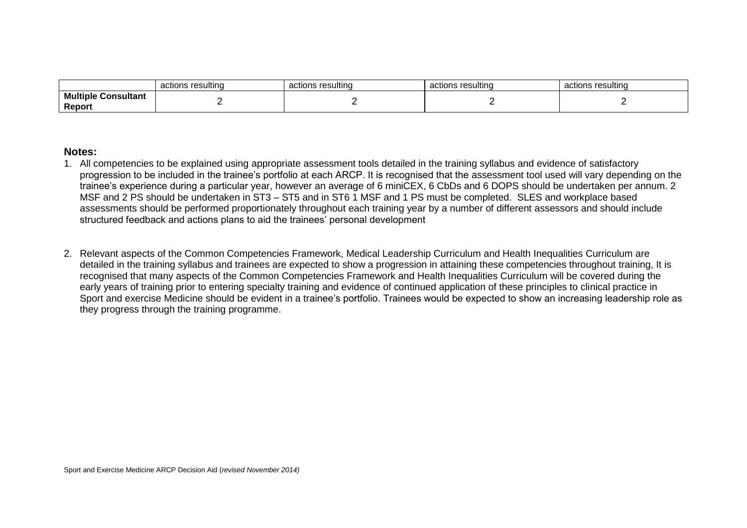| | | | | |
|---|---|---|---|---|
| | actions resulting | actions resulting | actions resulting | actions resulting |
| **Multiple Consultant Report** | 2 | 2 | 2 | 2 |

**Notes:**

1. All competencies to be explained using appropriate assessment tools detailed in the training syllabus and evidence of satisfactory progression to be included in the trainee's portfolio at each ARCP. It is recognised that the assessment tool used will vary depending on the trainee's experience during a particular year, however an average of 6 miniCEX, 6 CbDs and 6 DOPS should be undertaken per annum. 2 MSF and 2 PS should be undertaken in ST3 – ST5 and in ST6 1 MSF and 1 PS must be completed. SLES and workplace based assessments should be performed proportionately throughout each training year by a number of different assessors and should include structured feedback and actions plans to aid the trainees' personal development

2. Relevant aspects of the Common Competencies Framework, Medical Leadership Curriculum and Health Inequalities Curriculum are detailed in the training syllabus and trainees are expected to show a progression in attaining these competencies throughout training, It is recognised that many aspects of the Common Competencies Framework and Health Inequalities Curriculum will be covered during the early years of training prior to entering specialty training and evidence of continued application of these principles to clinical practice in Sport and exercise Medicine should be evident in a trainee's portfolio. Trainees would be expected to show an increasing leadership role as they progress through the training programme.